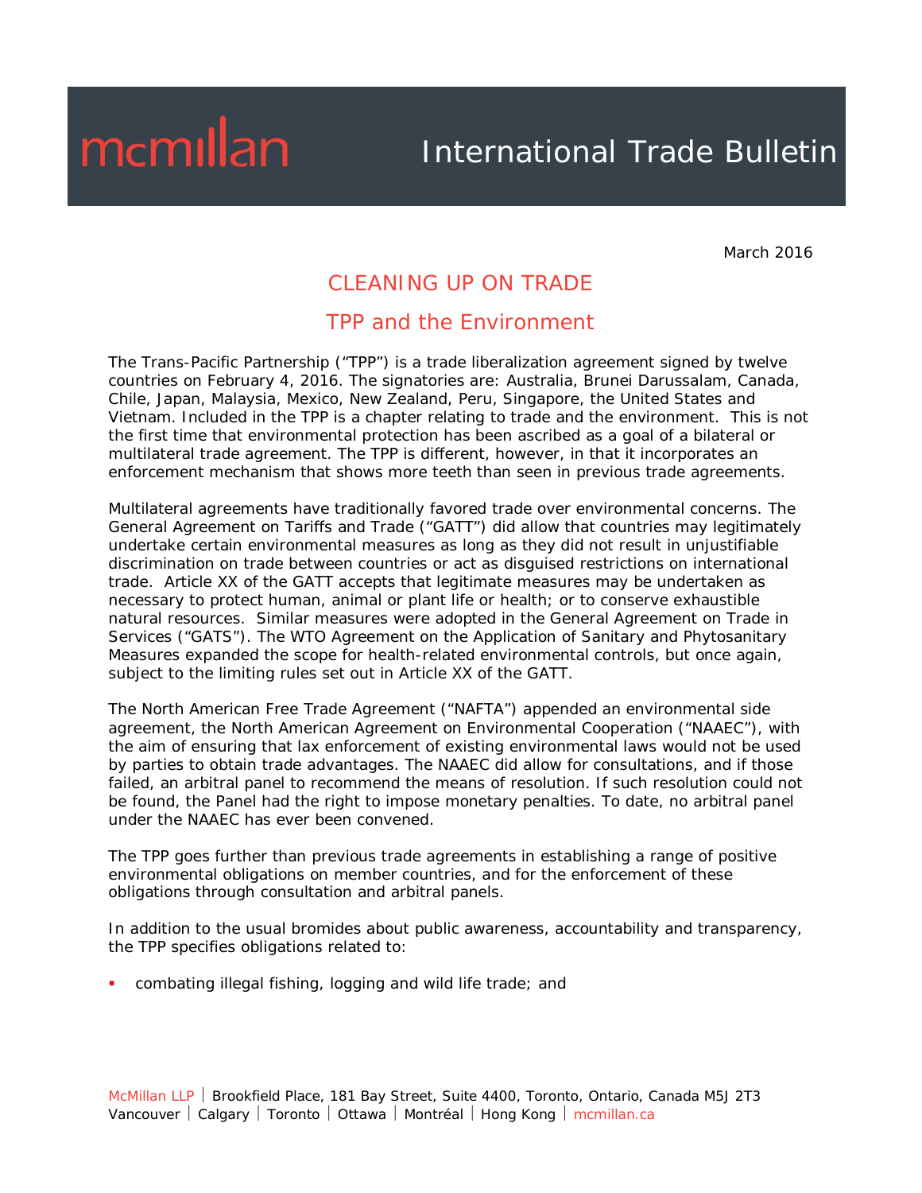# International Trade Bulletin

March 2016

## CLEANING UP ON TRADE

### TPP and the Environment

The Trans-Pacific Partnership ("TPP") is a trade liberalization agreement signed by twelve countries on February 4, 2016. The signatories are: Australia, Brunei Darussalam, Canada, Chile, Japan, Malaysia, Mexico, New Zealand, Peru, Singapore, the United States and Vietnam. Included in the TPP is a chapter relating to trade and the environment. This is not the first time that environmental protection has been ascribed as a goal of a bilateral or multilateral trade agreement. The TPP is different, however, in that it incorporates an enforcement mechanism that shows more teeth than seen in previous trade agreements.

Multilateral agreements have traditionally favored trade over environmental concerns. The General Agreement on Tariffs and Trade ("GATT") did allow that countries may legitimately undertake certain environmental measures as long as they did not result in unjustifiable discrimination on trade between countries or act as disguised restrictions on international trade. Article XX of the GATT accepts that legitimate measures may be undertaken as necessary to protect human, animal or plant life or health; or to conserve exhaustible natural resources. Similar measures were adopted in the General Agreement on Trade in Services ("GATS"). The WTO Agreement on the Application of Sanitary and Phytosanitary Measures expanded the scope for health-related environmental controls, but once again, subject to the limiting rules set out in Article XX of the GATT.

The North American Free Trade Agreement ("NAFTA") appended an environmental side agreement, the North American Agreement on Environmental Cooperation ("NAAEC"), with the aim of ensuring that lax enforcement of existing environmental laws would not be used by parties to obtain trade advantages. The NAAEC did allow for consultations, and if those failed, an arbitral panel to recommend the means of resolution. If such resolution could not be found, the Panel had the right to impose monetary penalties. To date, no arbitral panel under the NAAEC has ever been convened.

The TPP goes further than previous trade agreements in establishing a range of positive environmental obligations on member countries, and for the enforcement of these obligations through consultation and arbitral panels.

In addition to the usual bromides about public awareness, accountability and transparency, the TPP specifies obligations related to:

- combating illegal fishing, logging and wild life trade; and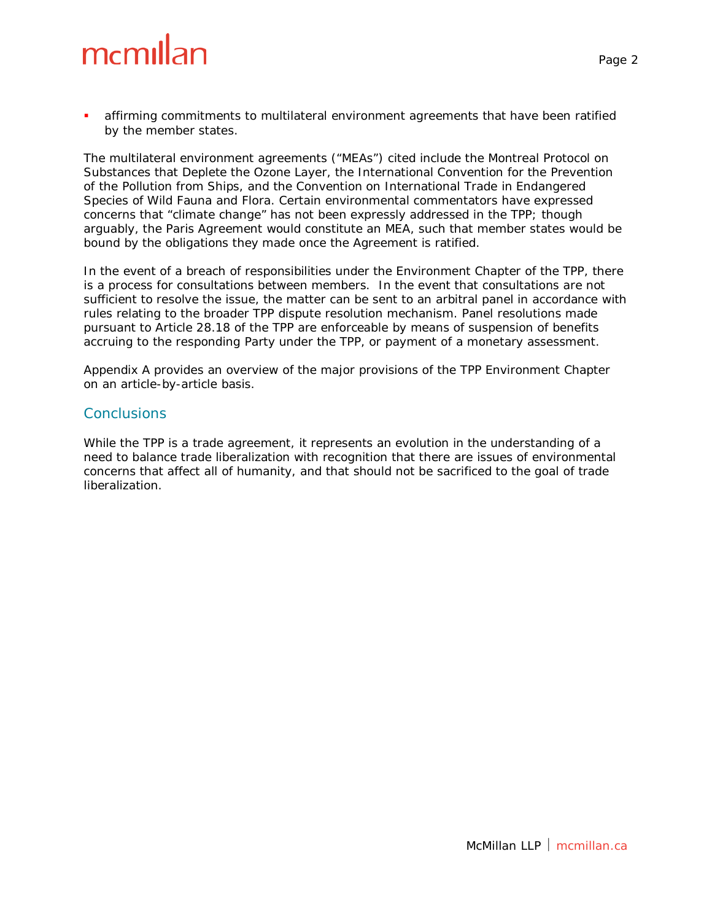- affirming commitments to multilateral environment agreements that have been ratified by the member states.

The multilateral environment agreements ("MEAs") cited include the Montreal Protocol on Substances that Deplete the Ozone Layer, the International Convention for the Prevention of the Pollution from Ships, and the Convention on International Trade in Endangered Species of Wild Fauna and Flora. Certain environmental commentators have expressed concerns that "climate change" has not been expressly addressed in the TPP; though arguably, the Paris Agreement would constitute an MEA, such that member states would be bound by the obligations they made once the Agreement is ratified.

In the event of a breach of responsibilities under the Environment Chapter of the TPP, there is a process for consultations between members. In the event that consultations are not sufficient to resolve the issue, the matter can be sent to an arbitral panel in accordance with rules relating to the broader TPP dispute resolution mechanism. Panel resolutions made pursuant to Article 28.18 of the TPP are enforceable by means of suspension of benefits accruing to the responding Party under the TPP, or payment of a monetary assessment.

Appendix A provides an overview of the major provisions of the TPP Environment Chapter on an article-by-article basis.

## Conclusions

While the TPP is a trade agreement, it represents an evolution in the understanding of a need to balance trade liberalization with recognition that there are issues of environmental concerns that affect all of humanity, and that should not be sacrificed to the goal of trade liberalization.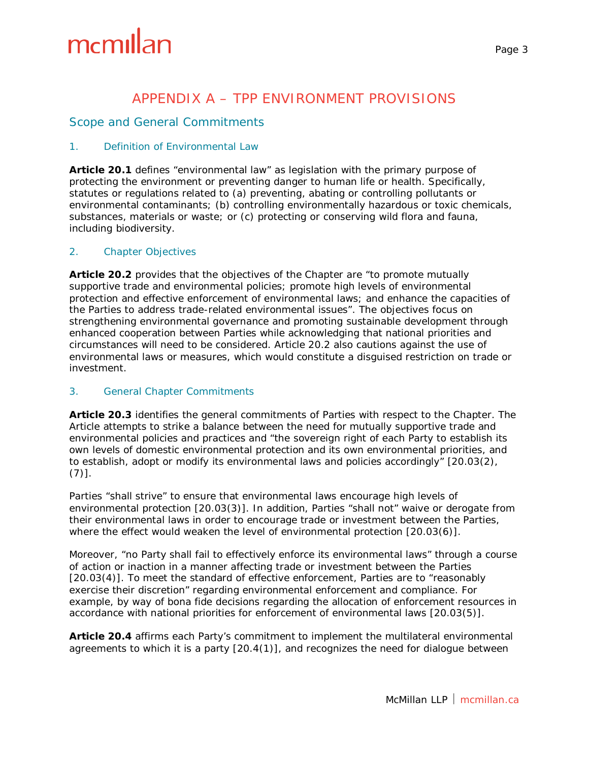# APPENDIX A – TPP ENVIRONMENT PROVISIONS

## Scope and General Commitments

### 1. Definition of Environmental Law

**Article 20.1** defines "environmental law" as legislation with the primary purpose of protecting the environment or preventing danger to human life or health. Specifically, statutes or regulations related to (a) preventing, abating or controlling pollutants or environmental contaminants; (b) controlling environmentally hazardous or toxic chemicals, substances, materials or waste; or (c) protecting or conserving wild flora and fauna, including biodiversity.

### 2. Chapter Objectives

**Article 20.2** provides that the objectives of the Chapter are "to promote mutually supportive trade and environmental policies; promote high levels of environmental protection and effective enforcement of environmental laws; and enhance the capacities of the Parties to address trade-related environmental issues". The objectives focus on strengthening environmental governance and promoting sustainable development through enhanced cooperation between Parties while acknowledging that national priorities and circumstances will need to be considered. Article 20.2 also cautions against the use of environmental laws or measures, which would constitute a disguised restriction on trade or investment.

### 3. General Chapter Commitments

**Article 20.3** identifies the general commitments of Parties with respect to the Chapter. The Article attempts to strike a balance between the need for mutually supportive trade and environmental policies and practices and "the sovereign right of each Party to establish its own levels of domestic environmental protection and its own environmental priorities, and to establish, adopt or modify its environmental laws and policies accordingly" [20.03(2), (7)].

Parties "shall strive" to ensure that environmental laws encourage high levels of environmental protection [20.03(3)]. In addition, Parties "shall not" waive or derogate from their environmental laws in order to encourage trade or investment between the Parties, where the effect would weaken the level of environmental protection [20.03(6)].

Moreover, "no Party shall fail to effectively enforce its environmental laws" through a course of action or inaction in a manner affecting trade or investment between the Parties [20.03(4)]. To meet the standard of effective enforcement, Parties are to "reasonably exercise their discretion" regarding environmental enforcement and compliance. For example, by way of bona fide decisions regarding the allocation of enforcement resources in accordance with national priorities for enforcement of environmental laws [20.03(5)].

**Article 20.4** affirms each Party's commitment to implement the multilateral environmental agreements to which it is a party [20.4(1)], and recognizes the need for dialogue between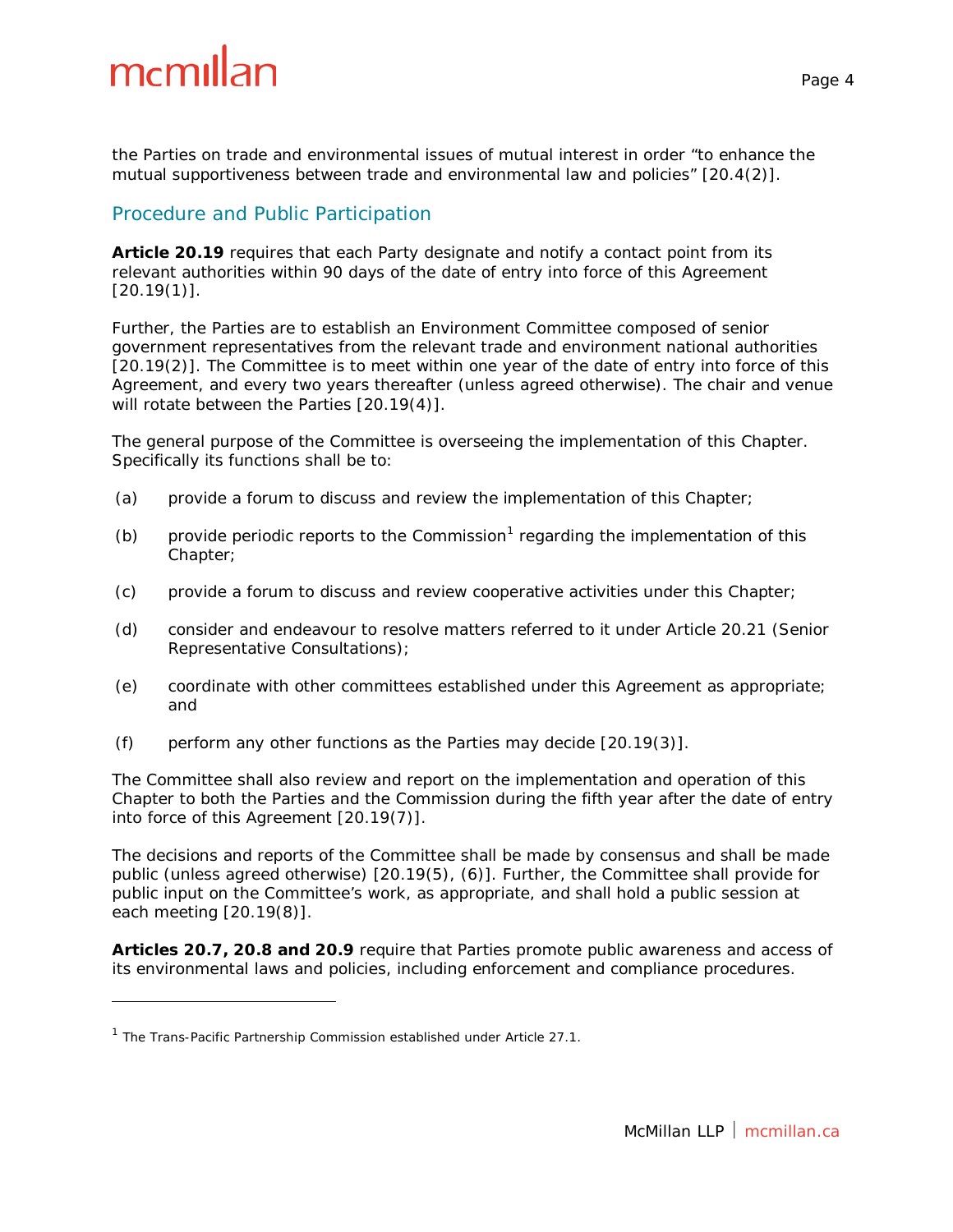the Parties on trade and environmental issues of mutual interest in order "to enhance the mutual supportiveness between trade and environmental law and policies" [20.4(2)].

## Procedure and Public Participation

**Article 20.19** requires that each Party designate and notify a contact point from its relevant authorities within 90 days of the date of entry into force of this Agreement [20.19(1)].

Further, the Parties are to establish an Environment Committee composed of senior government representatives from the relevant trade and environment national authorities [20.19(2)]. The Committee is to meet within one year of the date of entry into force of this Agreement, and every two years thereafter (unless agreed otherwise). The chair and venue will rotate between the Parties [20.19(4)].

The general purpose of the Committee is overseeing the implementation of this Chapter. Specifically its functions shall be to:

(a) provide a forum to discuss and review the implementation of this Chapter;

(b) provide periodic reports to the Commission[1] regarding the implementation of this Chapter;

(c) provide a forum to discuss and review cooperative activities under this Chapter;

(d) consider and endeavour to resolve matters referred to it under Article 20.21 (Senior Representative Consultations);

(e) coordinate with other committees established under this Agreement as appropriate; and

(f) perform any other functions as the Parties may decide [20.19(3)].

The Committee shall also review and report on the implementation and operation of this Chapter to both the Parties and the Commission during the fifth year after the date of entry into force of this Agreement [20.19(7)].

The decisions and reports of the Committee shall be made by consensus and shall be made public (unless agreed otherwise) [20.19(5), (6)]. Further, the Committee shall provide for public input on the Committee's work, as appropriate, and shall hold a public session at each meeting [20.19(8)].

**Articles 20.7, 20.8 and 20.9** require that Parties promote public awareness and access of its environmental laws and policies, including enforcement and compliance procedures.

[1] The Trans-Pacific Partnership Commission established under Article 27.1.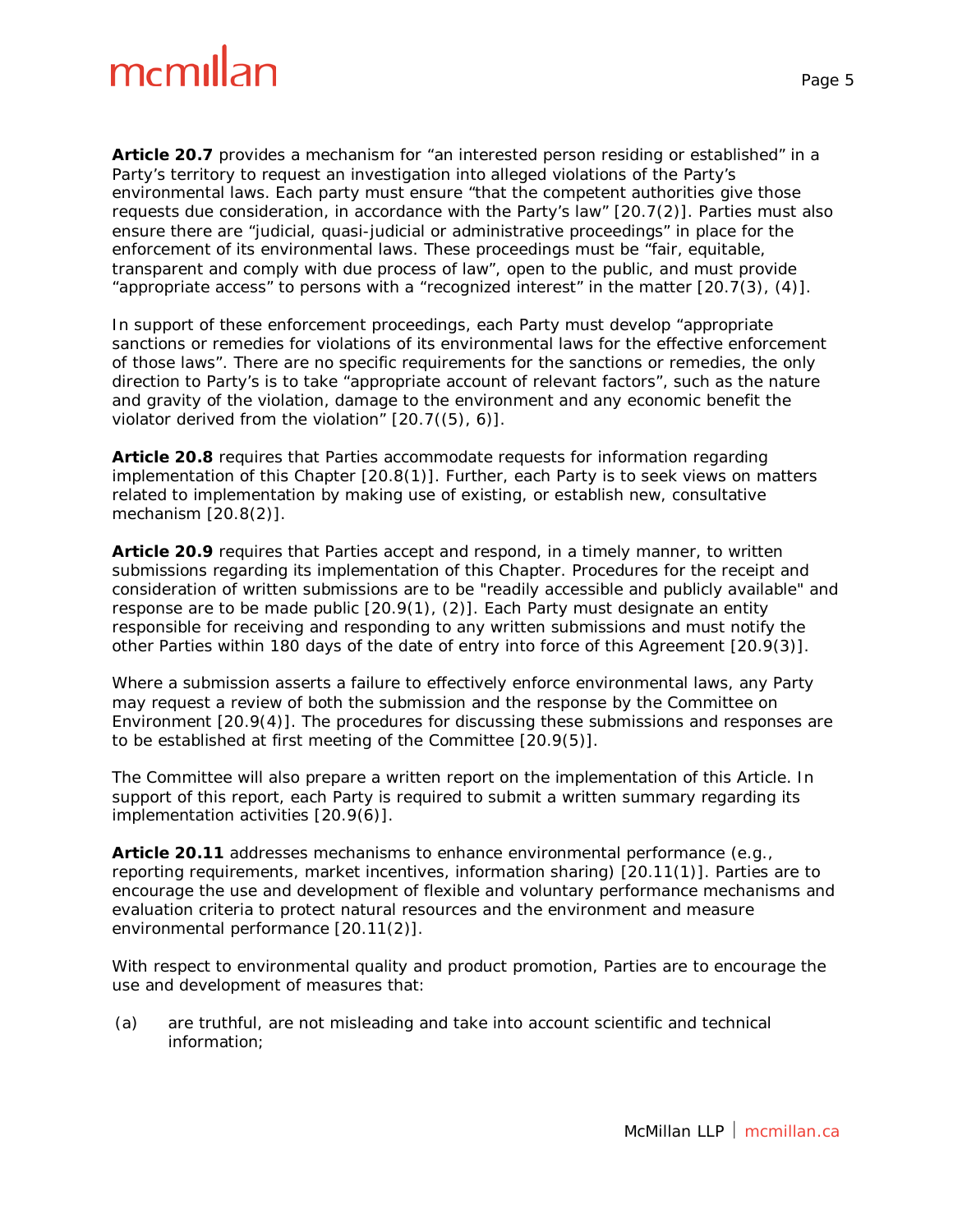**Article 20.7** provides a mechanism for "an interested person residing or established" in a Party's territory to request an investigation into alleged violations of the Party's environmental laws. Each party must ensure "that the competent authorities give those requests due consideration, in accordance with the Party's law" [20.7(2)]. Parties must also ensure there are "judicial, quasi-judicial or administrative proceedings" in place for the enforcement of its environmental laws. These proceedings must be "fair, equitable, transparent and comply with due process of law", open to the public, and must provide "appropriate access" to persons with a "recognized interest" in the matter [20.7(3), (4)].

In support of these enforcement proceedings, each Party must develop "appropriate sanctions or remedies for violations of its environmental laws for the effective enforcement of those laws". There are no specific requirements for the sanctions or remedies, the only direction to Party's is to take "appropriate account of relevant factors", such as the nature and gravity of the violation, damage to the environment and any economic benefit the violator derived from the violation" [20.7((5), 6)].

**Article 20.8** requires that Parties accommodate requests for information regarding implementation of this Chapter [20.8(1)]. Further, each Party is to seek views on matters related to implementation by making use of existing, or establish new, consultative mechanism [20.8(2)].

**Article 20.9** requires that Parties accept and respond, in a timely manner, to written submissions regarding its implementation of this Chapter. Procedures for the receipt and consideration of written submissions are to be "readily accessible and publicly available" and response are to be made public [20.9(1), (2)]. Each Party must designate an entity responsible for receiving and responding to any written submissions and must notify the other Parties within 180 days of the date of entry into force of this Agreement [20.9(3)].

Where a submission asserts a failure to effectively enforce environmental laws, any Party may request a review of both the submission and the response by the Committee on Environment [20.9(4)]. The procedures for discussing these submissions and responses are to be established at first meeting of the Committee [20.9(5)].

The Committee will also prepare a written report on the implementation of this Article. In support of this report, each Party is required to submit a written summary regarding its implementation activities [20.9(6)].

**Article 20.11** addresses mechanisms to enhance environmental performance (e.g., reporting requirements, market incentives, information sharing) [20.11(1)]. Parties are to encourage the use and development of flexible and voluntary performance mechanisms and evaluation criteria to protect natural resources and the environment and measure environmental performance [20.11(2)].

With respect to environmental quality and product promotion, Parties are to encourage the use and development of measures that:

(a) are truthful, are not misleading and take into account scientific and technical information;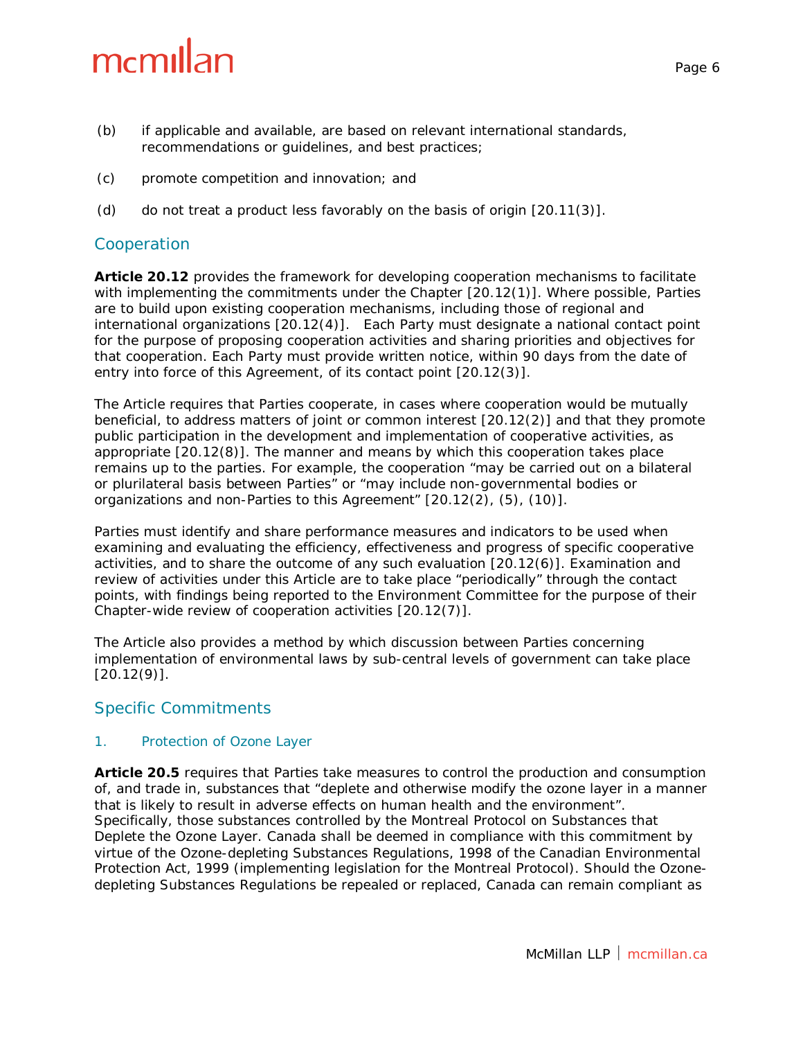(b) if applicable and available, are based on relevant international standards, recommendations or guidelines, and best practices;

(c) promote competition and innovation; and

(d) do not treat a product less favorably on the basis of origin [20.11(3)].

## Cooperation

**Article 20.12** provides the framework for developing cooperation mechanisms to facilitate with implementing the commitments under the Chapter [20.12(1)]. Where possible, Parties are to build upon existing cooperation mechanisms, including those of regional and international organizations [20.12(4)]. Each Party must designate a national contact point for the purpose of proposing cooperation activities and sharing priorities and objectives for that cooperation. Each Party must provide written notice, within 90 days from the date of entry into force of this Agreement, of its contact point [20.12(3)].

The Article requires that Parties cooperate, in cases where cooperation would be mutually beneficial, to address matters of joint or common interest [20.12(2)] and that they promote public participation in the development and implementation of cooperative activities, as appropriate [20.12(8)]. The manner and means by which this cooperation takes place remains up to the parties. For example, the cooperation "may be carried out on a bilateral or plurilateral basis between Parties" or "may include non-governmental bodies or organizations and non-Parties to this Agreement" [20.12(2), (5), (10)].

Parties must identify and share performance measures and indicators to be used when examining and evaluating the efficiency, effectiveness and progress of specific cooperative activities, and to share the outcome of any such evaluation [20.12(6)]. Examination and review of activities under this Article are to take place "periodically" through the contact points, with findings being reported to the Environment Committee for the purpose of their Chapter-wide review of cooperation activities [20.12(7)].

The Article also provides a method by which discussion between Parties concerning implementation of environmental laws by sub-central levels of government can take place [20.12(9)].

## Specific Commitments

### 1. Protection of Ozone Layer

**Article 20.5** requires that Parties take measures to control the production and consumption of, and trade in, substances that "deplete and otherwise modify the ozone layer in a manner that is likely to result in adverse effects on human health and the environment". Specifically, those substances controlled by the Montreal Protocol on Substances that Deplete the Ozone Layer. Canada shall be deemed in compliance with this commitment by virtue of the Ozone-depleting Substances Regulations, 1998 of the Canadian Environmental Protection Act, 1999 (implementing legislation for the Montreal Protocol). Should the Ozone-depleting Substances Regulations be repealed or replaced, Canada can remain compliant as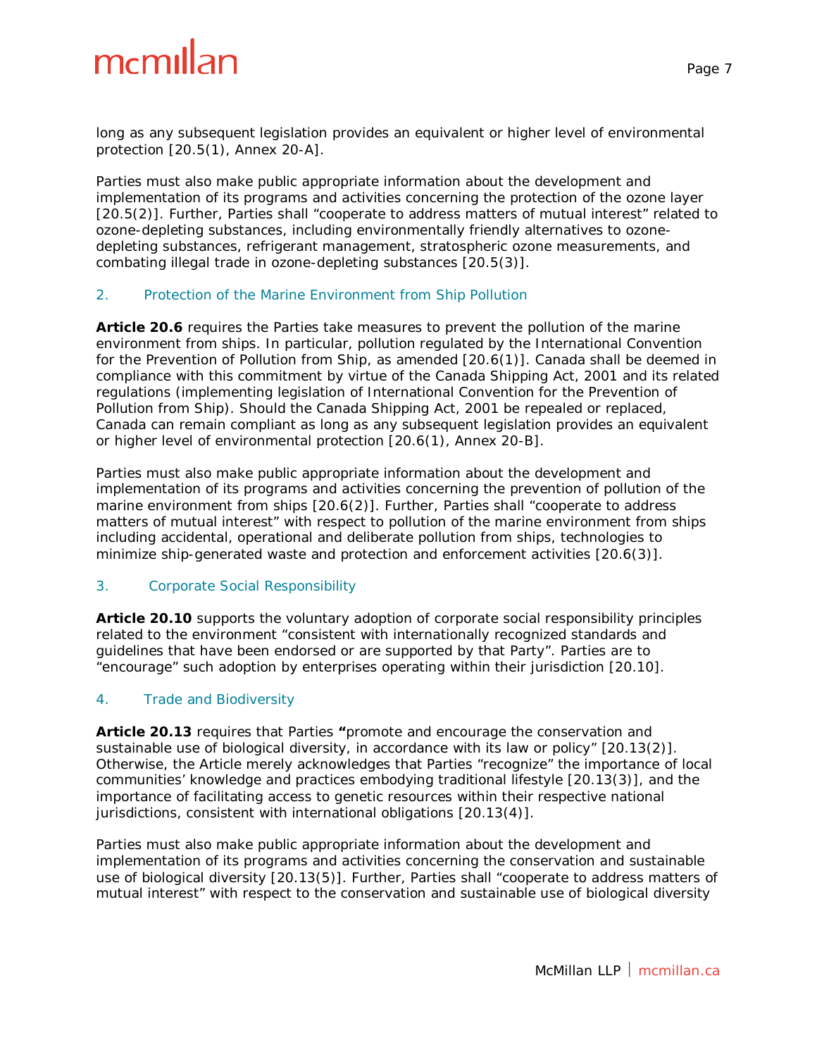long as any subsequent legislation provides an equivalent or higher level of environmental protection [20.5(1), Annex 20-A].

Parties must also make public appropriate information about the development and implementation of its programs and activities concerning the protection of the ozone layer [20.5(2)]. Further, Parties shall "cooperate to address matters of mutual interest" related to ozone-depleting substances, including environmentally friendly alternatives to ozone-depleting substances, refrigerant management, stratospheric ozone measurements, and combating illegal trade in ozone-depleting substances [20.5(3)].

### 2. Protection of the Marine Environment from Ship Pollution

**Article 20.6** requires the Parties take measures to prevent the pollution of the marine environment from ships. In particular, pollution regulated by the International Convention for the Prevention of Pollution from Ship, as amended [20.6(1)]. Canada shall be deemed in compliance with this commitment by virtue of the Canada Shipping Act, 2001 and its related regulations (implementing legislation of International Convention for the Prevention of Pollution from Ship). Should the Canada Shipping Act, 2001 be repealed or replaced, Canada can remain compliant as long as any subsequent legislation provides an equivalent or higher level of environmental protection [20.6(1), Annex 20-B].

Parties must also make public appropriate information about the development and implementation of its programs and activities concerning the prevention of pollution of the marine environment from ships [20.6(2)]. Further, Parties shall "cooperate to address matters of mutual interest" with respect to pollution of the marine environment from ships including accidental, operational and deliberate pollution from ships, technologies to minimize ship-generated waste and protection and enforcement activities [20.6(3)].

### 3. Corporate Social Responsibility

**Article 20.10** supports the voluntary adoption of corporate social responsibility principles related to the environment "consistent with internationally recognized standards and guidelines that have been endorsed or are supported by that Party". Parties are to "encourage" such adoption by enterprises operating within their jurisdiction [20.10].

### 4. Trade and Biodiversity

**Article 20.13** requires that Parties **"**promote and encourage the conservation and sustainable use of biological diversity, in accordance with its law or policy" [20.13(2)]. Otherwise, the Article merely acknowledges that Parties "recognize" the importance of local communities' knowledge and practices embodying traditional lifestyle [20.13(3)], and the importance of facilitating access to genetic resources within their respective national jurisdictions, consistent with international obligations [20.13(4)].

Parties must also make public appropriate information about the development and implementation of its programs and activities concerning the conservation and sustainable use of biological diversity [20.13(5)]. Further, Parties shall "cooperate to address matters of mutual interest" with respect to the conservation and sustainable use of biological diversity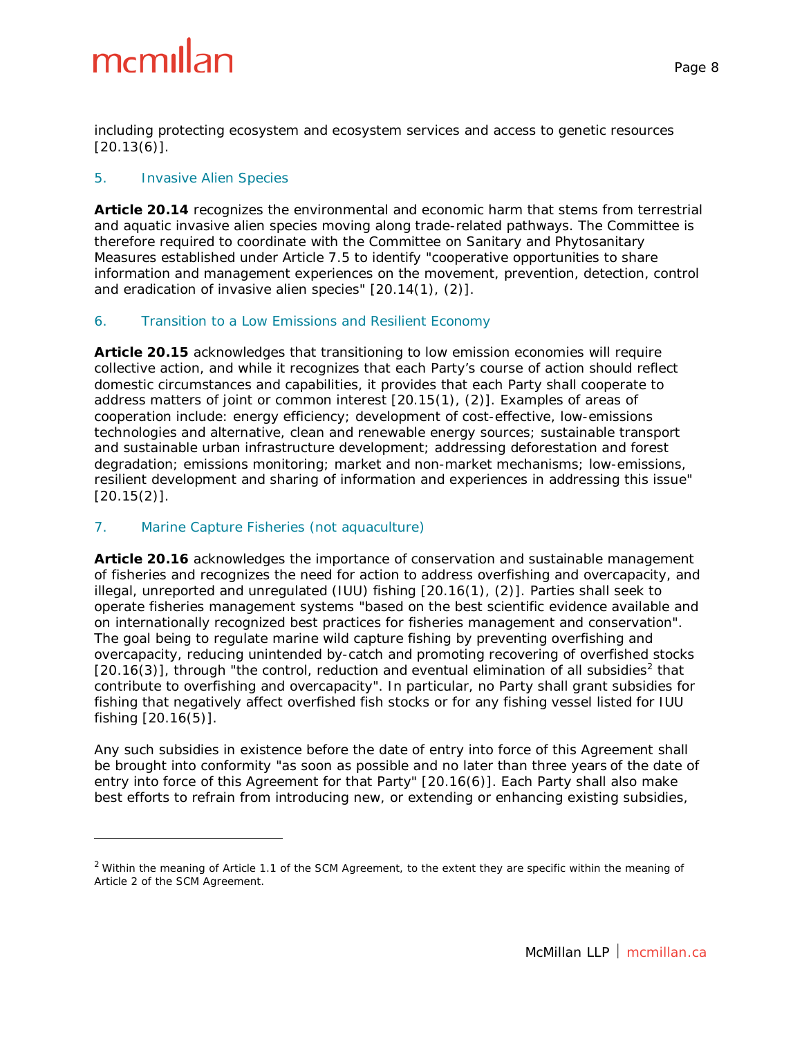including protecting ecosystem and ecosystem services and access to genetic resources [20.13(6)].

### 5. Invasive Alien Species

**Article 20.14** recognizes the environmental and economic harm that stems from terrestrial and aquatic invasive alien species moving along trade-related pathways. The Committee is therefore required to coordinate with the Committee on Sanitary and Phytosanitary Measures established under Article 7.5 to identify "cooperative opportunities to share information and management experiences on the movement, prevention, detection, control and eradication of invasive alien species" [20.14(1), (2)].

### 6. Transition to a Low Emissions and Resilient Economy

**Article 20.15** acknowledges that transitioning to low emission economies will require collective action, and while it recognizes that each Party's course of action should reflect domestic circumstances and capabilities, it provides that each Party shall cooperate to address matters of joint or common interest [20.15(1), (2)]. Examples of areas of cooperation include: energy efficiency; development of cost-effective, low-emissions technologies and alternative, clean and renewable energy sources; sustainable transport and sustainable urban infrastructure development; addressing deforestation and forest degradation; emissions monitoring; market and non-market mechanisms; low-emissions, resilient development and sharing of information and experiences in addressing this issue" [20.15(2)].

### 7. Marine Capture Fisheries (not aquaculture)

**Article 20.16** acknowledges the importance of conservation and sustainable management of fisheries and recognizes the need for action to address overfishing and overcapacity, and illegal, unreported and unregulated (IUU) fishing [20.16(1), (2)]. Parties shall seek to operate fisheries management systems "based on the best scientific evidence available and on internationally recognized best practices for fisheries management and conservation". The goal being to regulate marine wild capture fishing by preventing overfishing and overcapacity, reducing unintended by-catch and promoting recovering of overfished stocks [20.16(3)], through "the control, reduction and eventual elimination of all subsidies[2] that contribute to overfishing and overcapacity". In particular, no Party shall grant subsidies for fishing that negatively affect overfished fish stocks or for any fishing vessel listed for IUU fishing [20.16(5)].

Any such subsidies in existence before the date of entry into force of this Agreement shall be brought into conformity "as soon as possible and no later than three years of the date of entry into force of this Agreement for that Party" [20.16(6)]. Each Party shall also make best efforts to refrain from introducing new, or extending or enhancing existing subsidies,

---

[2] Within the meaning of Article 1.1 of the SCM Agreement, to the extent they are specific within the meaning of Article 2 of the SCM Agreement.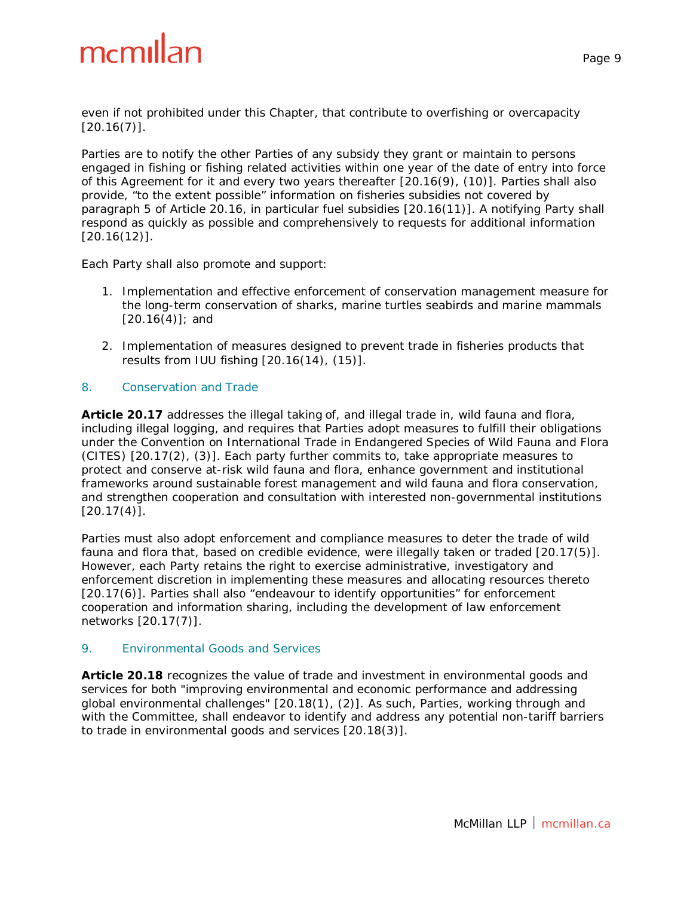even if not prohibited under this Chapter, that contribute to overfishing or overcapacity [20.16(7)].

Parties are to notify the other Parties of any subsidy they grant or maintain to persons engaged in fishing or fishing related activities within one year of the date of entry into force of this Agreement for it and every two years thereafter [20.16(9), (10)]. Parties shall also provide, "to the extent possible" information on fisheries subsidies not covered by paragraph 5 of Article 20.16, in particular fuel subsidies [20.16(11)]. A notifying Party shall respond as quickly as possible and comprehensively to requests for additional information [20.16(12)].

Each Party shall also promote and support:

1. Implementation and effective enforcement of conservation management measure for the long-term conservation of sharks, marine turtles seabirds and marine mammals [20.16(4)]; and

2. Implementation of measures designed to prevent trade in fisheries products that results from IUU fishing [20.16(14), (15)].

## 8. Conservation and Trade

**Article 20.17** addresses the illegal taking of, and illegal trade in, wild fauna and flora, including illegal logging, and requires that Parties adopt measures to fulfill their obligations under the Convention on International Trade in Endangered Species of Wild Fauna and Flora (CITES) [20.17(2), (3)]. Each party further commits to, take appropriate measures to protect and conserve at-risk wild fauna and flora, enhance government and institutional frameworks around sustainable forest management and wild fauna and flora conservation, and strengthen cooperation and consultation with interested non-governmental institutions [20.17(4)].

Parties must also adopt enforcement and compliance measures to deter the trade of wild fauna and flora that, based on credible evidence, were illegally taken or traded [20.17(5)]. However, each Party retains the right to exercise administrative, investigatory and enforcement discretion in implementing these measures and allocating resources thereto [20.17(6)]. Parties shall also "endeavour to identify opportunities" for enforcement cooperation and information sharing, including the development of law enforcement networks [20.17(7)].

## 9. Environmental Goods and Services

**Article 20.18** recognizes the value of trade and investment in environmental goods and services for both "improving environmental and economic performance and addressing global environmental challenges" [20.18(1), (2)]. As such, Parties, working through and with the Committee, shall endeavor to identify and address any potential non-tariff barriers to trade in environmental goods and services [20.18(3)].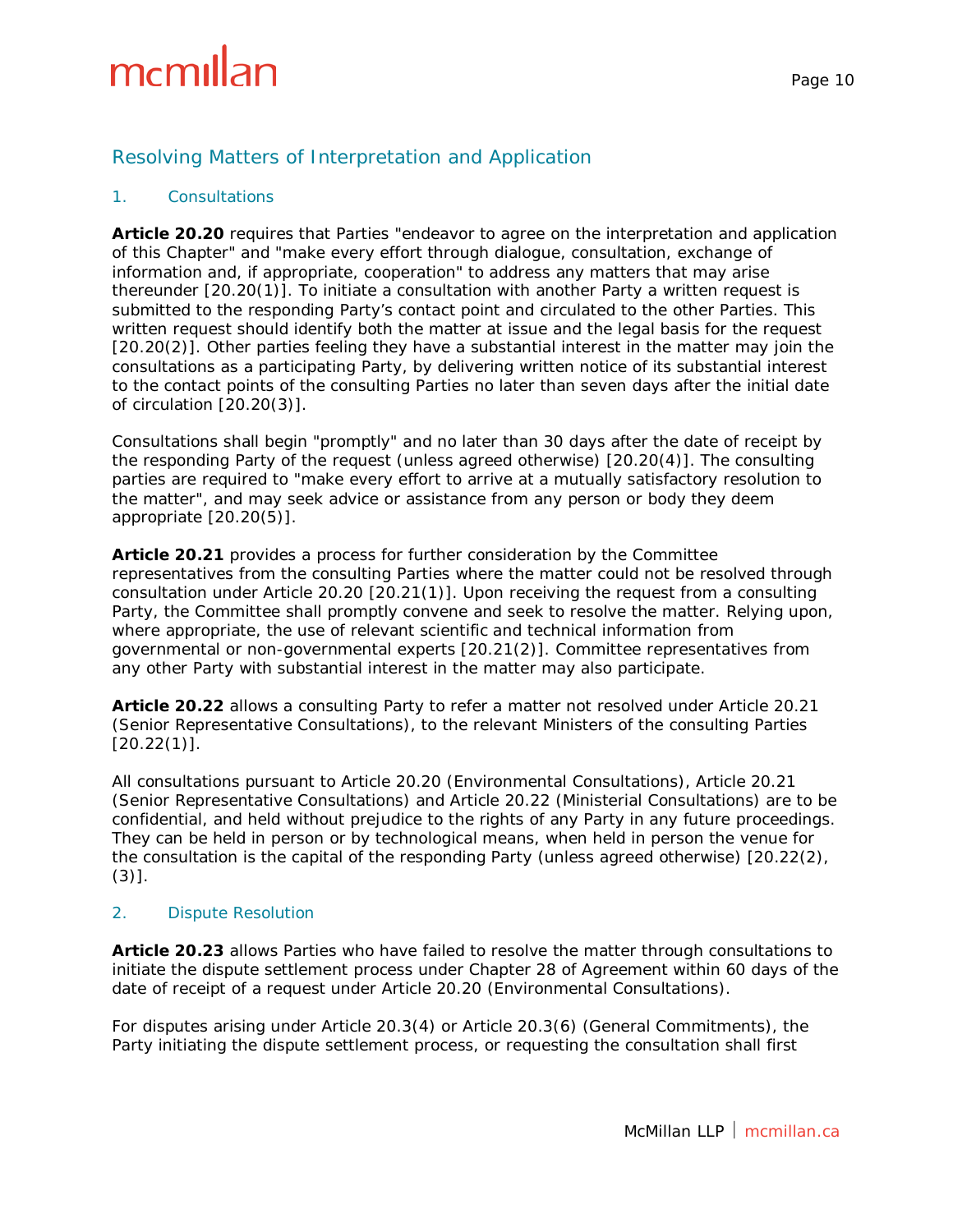## Resolving Matters of Interpretation and Application

### 1. Consultations

**Article 20.20** requires that Parties "endeavor to agree on the interpretation and application of this Chapter" and "make every effort through dialogue, consultation, exchange of information and, if appropriate, cooperation" to address any matters that may arise thereunder [20.20(1)]. To initiate a consultation with another Party a written request is submitted to the responding Party's contact point and circulated to the other Parties. This written request should identify both the matter at issue and the legal basis for the request [20.20(2)]. Other parties feeling they have a substantial interest in the matter may join the consultations as a participating Party, by delivering written notice of its substantial interest to the contact points of the consulting Parties no later than seven days after the initial date of circulation [20.20(3)].

Consultations shall begin "promptly" and no later than 30 days after the date of receipt by the responding Party of the request (unless agreed otherwise) [20.20(4)]. The consulting parties are required to "make every effort to arrive at a mutually satisfactory resolution to the matter", and may seek advice or assistance from any person or body they deem appropriate [20.20(5)].

**Article 20.21** provides a process for further consideration by the Committee representatives from the consulting Parties where the matter could not be resolved through consultation under Article 20.20 [20.21(1)]. Upon receiving the request from a consulting Party, the Committee shall promptly convene and seek to resolve the matter. Relying upon, where appropriate, the use of relevant scientific and technical information from governmental or non-governmental experts [20.21(2)]. Committee representatives from any other Party with substantial interest in the matter may also participate.

**Article 20.22** allows a consulting Party to refer a matter not resolved under Article 20.21 (Senior Representative Consultations), to the relevant Ministers of the consulting Parties [20.22(1)].

All consultations pursuant to Article 20.20 (Environmental Consultations), Article 20.21 (Senior Representative Consultations) and Article 20.22 (Ministerial Consultations) are to be confidential, and held without prejudice to the rights of any Party in any future proceedings. They can be held in person or by technological means, when held in person the venue for the consultation is the capital of the responding Party (unless agreed otherwise) [20.22(2), (3)].

### 2. Dispute Resolution

**Article 20.23** allows Parties who have failed to resolve the matter through consultations to initiate the dispute settlement process under Chapter 28 of Agreement within 60 days of the date of receipt of a request under Article 20.20 (Environmental Consultations).

For disputes arising under Article 20.3(4) or Article 20.3(6) (General Commitments), the Party initiating the dispute settlement process, or requesting the consultation shall first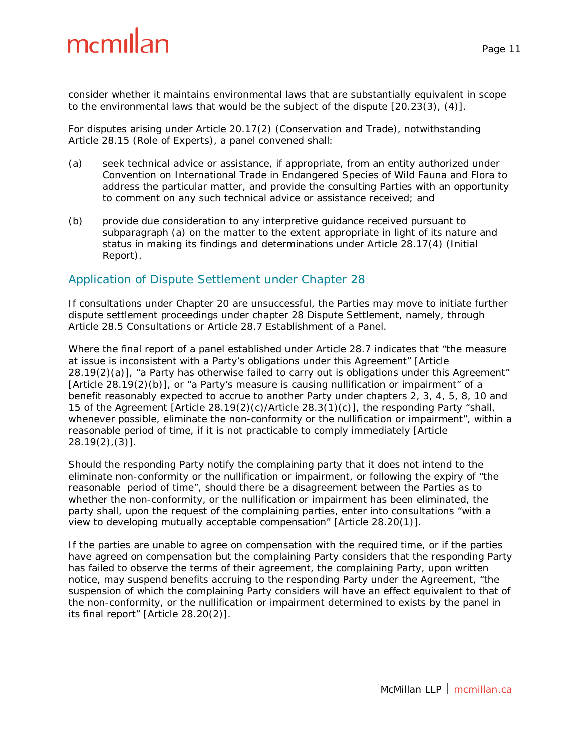consider whether it maintains environmental laws that are substantially equivalent in scope to the environmental laws that would be the subject of the dispute [20.23(3), (4)].

For disputes arising under Article 20.17(2) (Conservation and Trade), notwithstanding Article 28.15 (Role of Experts), a panel convened shall:

(a) seek technical advice or assistance, if appropriate, from an entity authorized under Convention on International Trade in Endangered Species of Wild Fauna and Flora to address the particular matter, and provide the consulting Parties with an opportunity to comment on any such technical advice or assistance received; and

(b) provide due consideration to any interpretive guidance received pursuant to subparagraph (a) on the matter to the extent appropriate in light of its nature and status in making its findings and determinations under Article 28.17(4) (Initial Report).

## Application of Dispute Settlement under Chapter 28

If consultations under Chapter 20 are unsuccessful, the Parties may move to initiate further dispute settlement proceedings under chapter 28 Dispute Settlement, namely, through Article 28.5 Consultations or Article 28.7 Establishment of a Panel.

Where the final report of a panel established under Article 28.7 indicates that "the measure at issue is inconsistent with a Party's obligations under this Agreement" [Article 28.19(2)(a)], "a Party has otherwise failed to carry out is obligations under this Agreement" [Article 28.19(2)(b)], or "a Party's measure is causing nullification or impairment" of a benefit reasonably expected to accrue to another Party under chapters 2, 3, 4, 5, 8, 10 and 15 of the Agreement [Article 28.19(2)(c)/Article 28.3(1)(c)], the responding Party "shall, whenever possible, eliminate the non-conformity or the nullification or impairment", within a reasonable period of time, if it is not practicable to comply immediately [Article 28.19(2),(3)].

Should the responding Party notify the complaining party that it does not intend to the eliminate non-conformity or the nullification or impairment, or following the expiry of "the reasonable period of time", should there be a disagreement between the Parties as to whether the non-conformity, or the nullification or impairment has been eliminated, the party shall, upon the request of the complaining parties, enter into consultations "with a view to developing mutually acceptable compensation" [Article 28.20(1)].

If the parties are unable to agree on compensation with the required time, or if the parties have agreed on compensation but the complaining Party considers that the responding Party has failed to observe the terms of their agreement, the complaining Party, upon written notice, may suspend benefits accruing to the responding Party under the Agreement, "the suspension of which the complaining Party considers will have an effect equivalent to that of the non-conformity, or the nullification or impairment determined to exists by the panel in its final report" [Article 28.20(2)].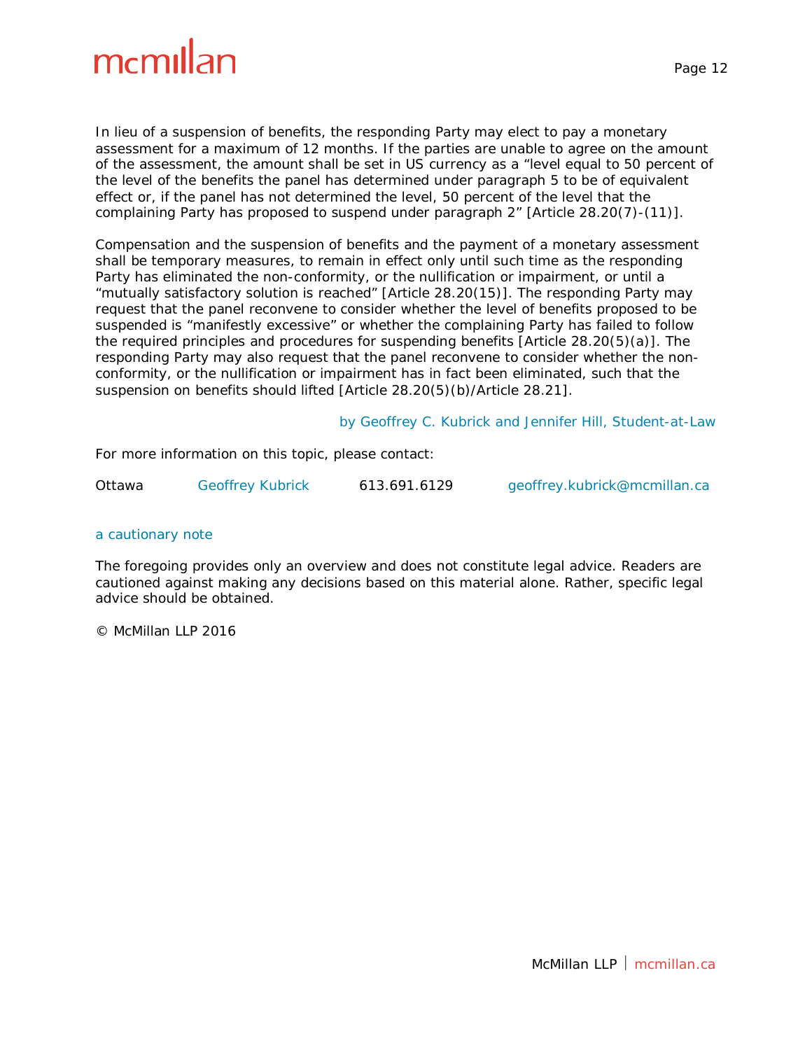In lieu of a suspension of benefits, the responding Party may elect to pay a monetary assessment for a maximum of 12 months. If the parties are unable to agree on the amount of the assessment, the amount shall be set in US currency as a "level equal to 50 percent of the level of the benefits the panel has determined under paragraph 5 to be of equivalent effect or, if the panel has not determined the level, 50 percent of the level that the complaining Party has proposed to suspend under paragraph 2" [Article 28.20(7)-(11)].

Compensation and the suspension of benefits and the payment of a monetary assessment shall be temporary measures, to remain in effect only until such time as the responding Party has eliminated the non-conformity, or the nullification or impairment, or until a "mutually satisfactory solution is reached" [Article 28.20(15)]. The responding Party may request that the panel reconvene to consider whether the level of benefits proposed to be suspended is "manifestly excessive" or whether the complaining Party has failed to follow the required principles and procedures for suspending benefits [Article 28.20(5)(a)]. The responding Party may also request that the panel reconvene to consider whether the non-conformity, or the nullification or impairment has in fact been eliminated, such that the suspension on benefits should lifted [Article 28.20(5)(b)/Article 28.21].

by Geoffrey C. Kubrick and Jennifer Hill, Student-at-Law

For more information on this topic, please contact:

| | | | |
|---|---|---|---|
| Ottawa | Geoffrey Kubrick | 613.691.6129 | geoffrey.kubrick@mcmillan.ca |

a cautionary note

The foregoing provides only an overview and does not constitute legal advice. Readers are cautioned against making any decisions based on this material alone. Rather, specific legal advice should be obtained.

© McMillan LLP 2016